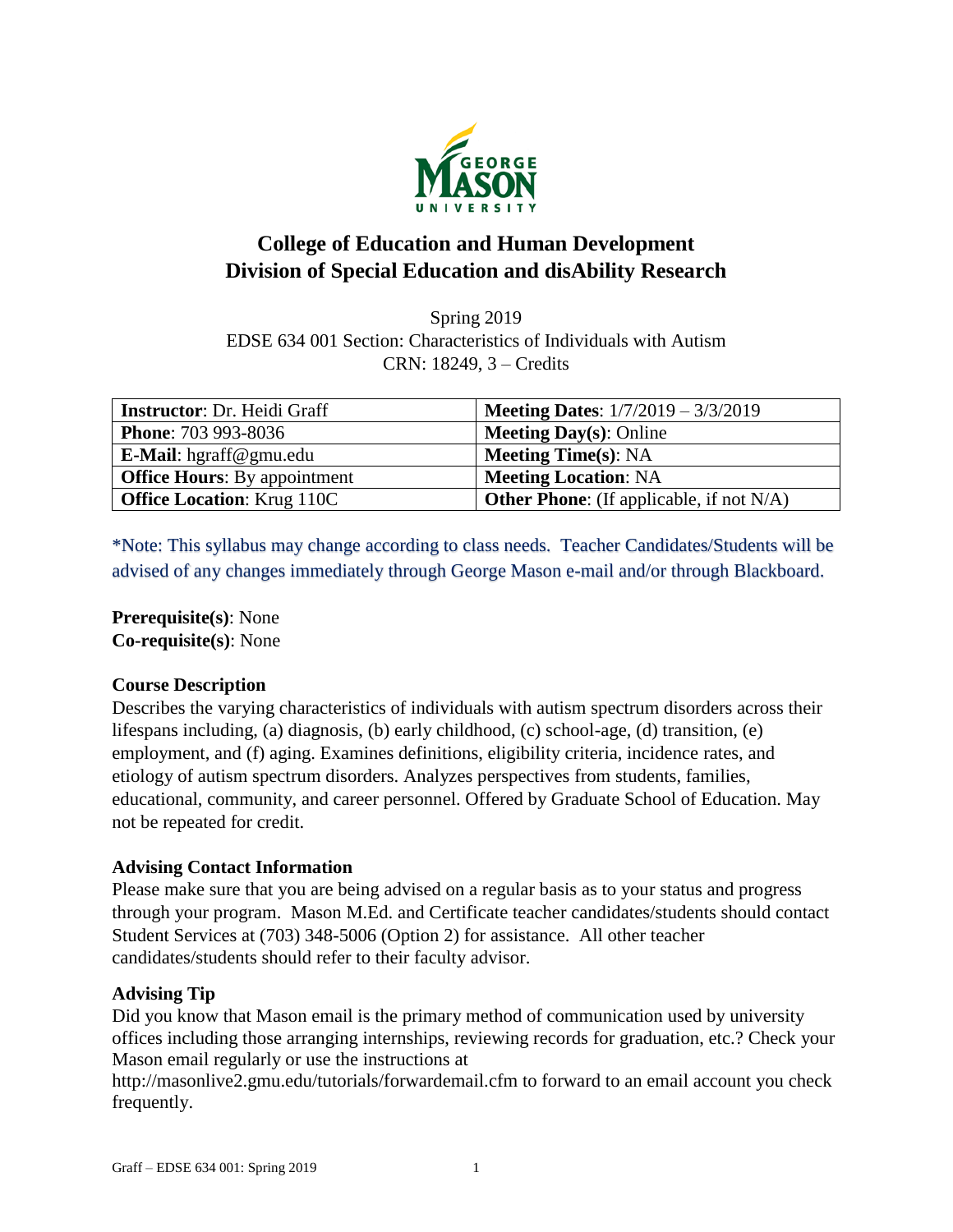# College of Education and Human Development
# Division of Special Education and disAbility Research

Spring 2019
EDSE 634 001 Section: Characteristics of Individuals with Autism
CRN: 18249, 3 – Credits

| **Instructor**: Dr. Heidi Graff | **Meeting Dates**: 1/7/2019 – 3/3/2019 |
| --- | --- |
| **Phone**: 703 993-8036 | **Meeting Day(s)**: Online |
| **E-Mail**: hgraff@gmu.edu | **Meeting Time(s)**: NA |
| **Office Hours**: By appointment | **Meeting Location**: NA |
| **Office Location**: Krug 110C | **Other Phone**: (If applicable, if not N/A) |

*Note: This syllabus may change according to class needs. Teacher Candidates/Students will be advised of any changes immediately through George Mason e-mail and/or through Blackboard.

**Prerequisite(s)**: None
**Co-requisite(s)**: None

### Course Description

Describes the varying characteristics of individuals with autism spectrum disorders across their lifespans including, (a) diagnosis, (b) early childhood, (c) school-age, (d) transition, (e) employment, and (f) aging. Examines definitions, eligibility criteria, incidence rates, and etiology of autism spectrum disorders. Analyzes perspectives from students, families, educational, community, and career personnel. Offered by Graduate School of Education. May not be repeated for credit.

### Advising Contact Information

Please make sure that you are being advised on a regular basis as to your status and progress through your program. Mason M.Ed. and Certificate teacher candidates/students should contact Student Services at (703) 348-5006 (Option 2) for assistance. All other teacher candidates/students should refer to their faculty advisor.

### Advising Tip

Did you know that Mason email is the primary method of communication used by university offices including those arranging internships, reviewing records for graduation, etc.? Check your Mason email regularly or use the instructions at http://masonlive2.gmu.edu/tutorials/forwardemail.cfm to forward to an email account you check frequently.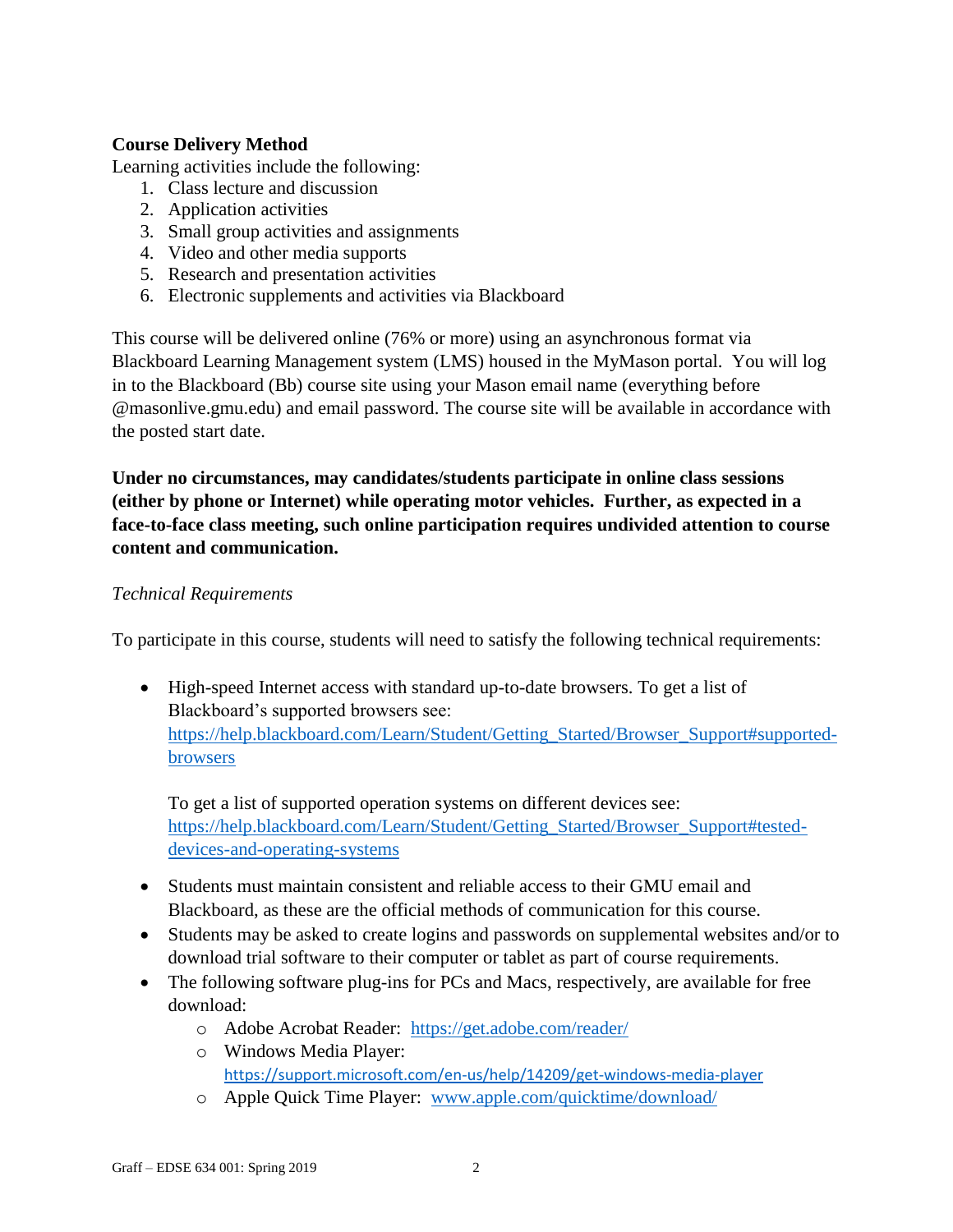**Course Delivery Method**

Learning activities include the following:

1. Class lecture and discussion
2. Application activities
3. Small group activities and assignments
4. Video and other media supports
5. Research and presentation activities
6. Electronic supplements and activities via Blackboard

This course will be delivered online (76% or more) using an asynchronous format via Blackboard Learning Management system (LMS) housed in the MyMason portal. You will log in to the Blackboard (Bb) course site using your Mason email name (everything before @masonlive.gmu.edu) and email password. The course site will be available in accordance with the posted start date.

**Under no circumstances, may candidates/students participate in online class sessions (either by phone or Internet) while operating motor vehicles. Further, as expected in a face-to-face class meeting, such online participation requires undivided attention to course content and communication.**

*Technical Requirements*

To participate in this course, students will need to satisfy the following technical requirements:

- High-speed Internet access with standard up-to-date browsers. To get a list of Blackboard's supported browsers see: https://help.blackboard.com/Learn/Student/Getting_Started/Browser_Support#supported-browsers

  To get a list of supported operation systems on different devices see: https://help.blackboard.com/Learn/Student/Getting_Started/Browser_Support#tested-devices-and-operating-systems

- Students must maintain consistent and reliable access to their GMU email and Blackboard, as these are the official methods of communication for this course.
- Students may be asked to create logins and passwords on supplemental websites and/or to download trial software to their computer or tablet as part of course requirements.
- The following software plug-ins for PCs and Macs, respectively, are available for free download:
  - Adobe Acrobat Reader: https://get.adobe.com/reader/
  - Windows Media Player: https://support.microsoft.com/en-us/help/14209/get-windows-media-player
  - Apple Quick Time Player: www.apple.com/quicktime/download/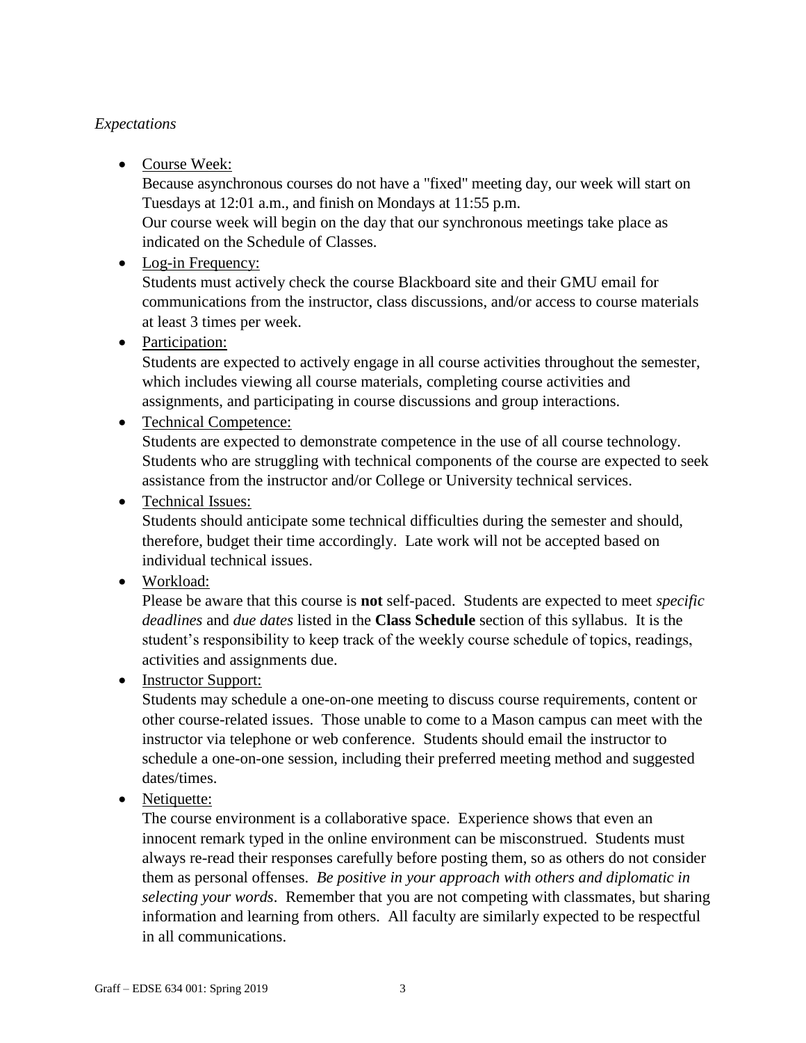*Expectations*

- Course Week:
  Because asynchronous courses do not have a "fixed" meeting day, our week will start on Tuesdays at 12:01 a.m., and finish on Mondays at 11:55 p.m.
  Our course week will begin on the day that our synchronous meetings take place as indicated on the Schedule of Classes.
- Log-in Frequency:
  Students must actively check the course Blackboard site and their GMU email for communications from the instructor, class discussions, and/or access to course materials at least 3 times per week.
- Participation:
  Students are expected to actively engage in all course activities throughout the semester, which includes viewing all course materials, completing course activities and assignments, and participating in course discussions and group interactions.
- Technical Competence:
  Students are expected to demonstrate competence in the use of all course technology. Students who are struggling with technical components of the course are expected to seek assistance from the instructor and/or College or University technical services.
- Technical Issues:
  Students should anticipate some technical difficulties during the semester and should, therefore, budget their time accordingly. Late work will not be accepted based on individual technical issues.
- Workload:
  Please be aware that this course is **not** self-paced. Students are expected to meet *specific deadlines* and *due dates* listed in the **Class Schedule** section of this syllabus. It is the student's responsibility to keep track of the weekly course schedule of topics, readings, activities and assignments due.
- Instructor Support:
  Students may schedule a one-on-one meeting to discuss course requirements, content or other course-related issues. Those unable to come to a Mason campus can meet with the instructor via telephone or web conference. Students should email the instructor to schedule a one-on-one session, including their preferred meeting method and suggested dates/times.
- Netiquette:
  The course environment is a collaborative space. Experience shows that even an innocent remark typed in the online environment can be misconstrued. Students must always re-read their responses carefully before posting them, so as others do not consider them as personal offenses. *Be positive in your approach with others and diplomatic in selecting your words*. Remember that you are not competing with classmates, but sharing information and learning from others. All faculty are similarly expected to be respectful in all communications.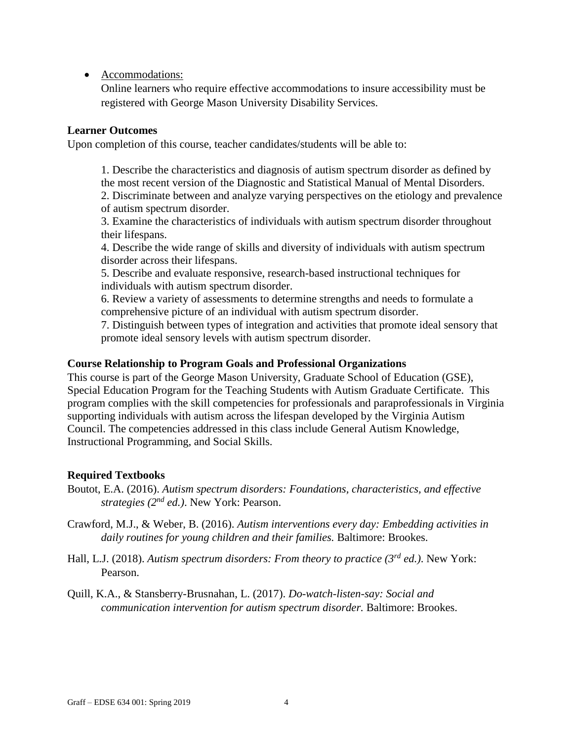- Accommodations:
  Online learners who require effective accommodations to insure accessibility must be registered with George Mason University Disability Services.

**Learner Outcomes**

Upon completion of this course, teacher candidates/students will be able to:

1. Describe the characteristics and diagnosis of autism spectrum disorder as defined by the most recent version of the Diagnostic and Statistical Manual of Mental Disorders.
2. Discriminate between and analyze varying perspectives on the etiology and prevalence of autism spectrum disorder.
3. Examine the characteristics of individuals with autism spectrum disorder throughout their lifespans.
4. Describe the wide range of skills and diversity of individuals with autism spectrum disorder across their lifespans.
5. Describe and evaluate responsive, research-based instructional techniques for individuals with autism spectrum disorder.
6. Review a variety of assessments to determine strengths and needs to formulate a comprehensive picture of an individual with autism spectrum disorder.
7. Distinguish between types of integration and activities that promote ideal sensory that promote ideal sensory levels with autism spectrum disorder.

**Course Relationship to Program Goals and Professional Organizations**

This course is part of the George Mason University, Graduate School of Education (GSE), Special Education Program for the Teaching Students with Autism Graduate Certificate. This program complies with the skill competencies for professionals and paraprofessionals in Virginia supporting individuals with autism across the lifespan developed by the Virginia Autism Council. The competencies addressed in this class include General Autism Knowledge, Instructional Programming, and Social Skills.

**Required Textbooks**

Boutot, E.A. (2016). *Autism spectrum disorders: Foundations, characteristics, and effective strategies (2nd ed.)*. New York: Pearson.

Crawford, M.J., & Weber, B. (2016). *Autism interventions every day: Embedding activities in daily routines for young children and their families.* Baltimore: Brookes.

Hall, L.J. (2018). *Autism spectrum disorders: From theory to practice (3rd ed.)*. New York: Pearson.

Quill, K.A., & Stansberry-Brusnahan, L. (2017). *Do-watch-listen-say: Social and communication intervention for autism spectrum disorder.* Baltimore: Brookes.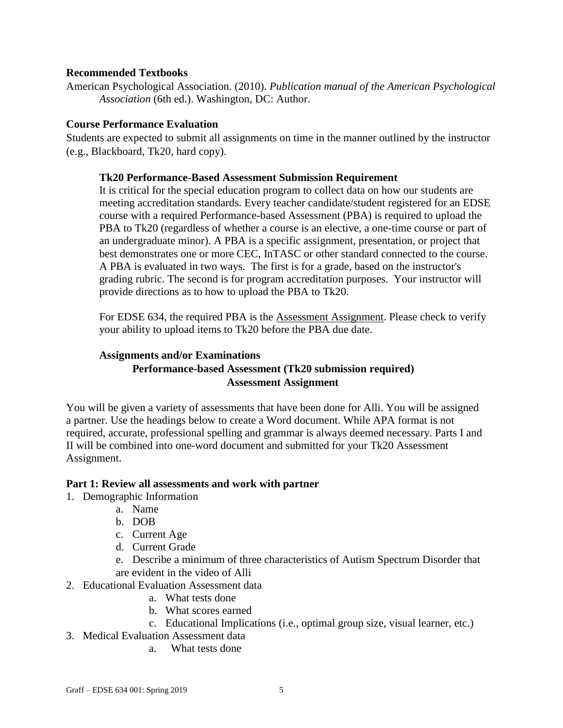**Recommended Textbooks**

American Psychological Association. (2010). *Publication manual of the American Psychological Association* (6th ed.). Washington, DC: Author.

**Course Performance Evaluation**

Students are expected to submit all assignments on time in the manner outlined by the instructor (e.g., Blackboard, Tk20, hard copy).

**Tk20 Performance-Based Assessment Submission Requirement**

It is critical for the special education program to collect data on how our students are meeting accreditation standards. Every teacher candidate/student registered for an EDSE course with a required Performance-based Assessment (PBA) is required to upload the PBA to Tk20 (regardless of whether a course is an elective, a one-time course or part of an undergraduate minor). A PBA is a specific assignment, presentation, or project that best demonstrates one or more CEC, InTASC or other standard connected to the course. A PBA is evaluated in two ways. The first is for a grade, based on the instructor's grading rubric. The second is for program accreditation purposes. Your instructor will provide directions as to how to upload the PBA to Tk20.

For EDSE 634, the required PBA is the Assessment Assignment. Please check to verify your ability to upload items to Tk20 before the PBA due date.

**Assignments and/or Examinations**

**Performance-based Assessment (Tk20 submission required)**

**Assessment Assignment**

You will be given a variety of assessments that have been done for Alli. You will be assigned a partner. Use the headings below to create a Word document. While APA format is not required, accurate, professional spelling and grammar is always deemed necessary. Parts I and II will be combined into one-word document and submitted for your Tk20 Assessment Assignment.

**Part 1: Review all assessments and work with partner**

1. Demographic Information
   a. Name
   b. DOB
   c. Current Age
   d. Current Grade
   e. Describe a minimum of three characteristics of Autism Spectrum Disorder that are evident in the video of Alli
2. Educational Evaluation Assessment data
   a. What tests done
   b. What scores earned
   c. Educational Implications (i.e., optimal group size, visual learner, etc.)
3. Medical Evaluation Assessment data
   a. What tests done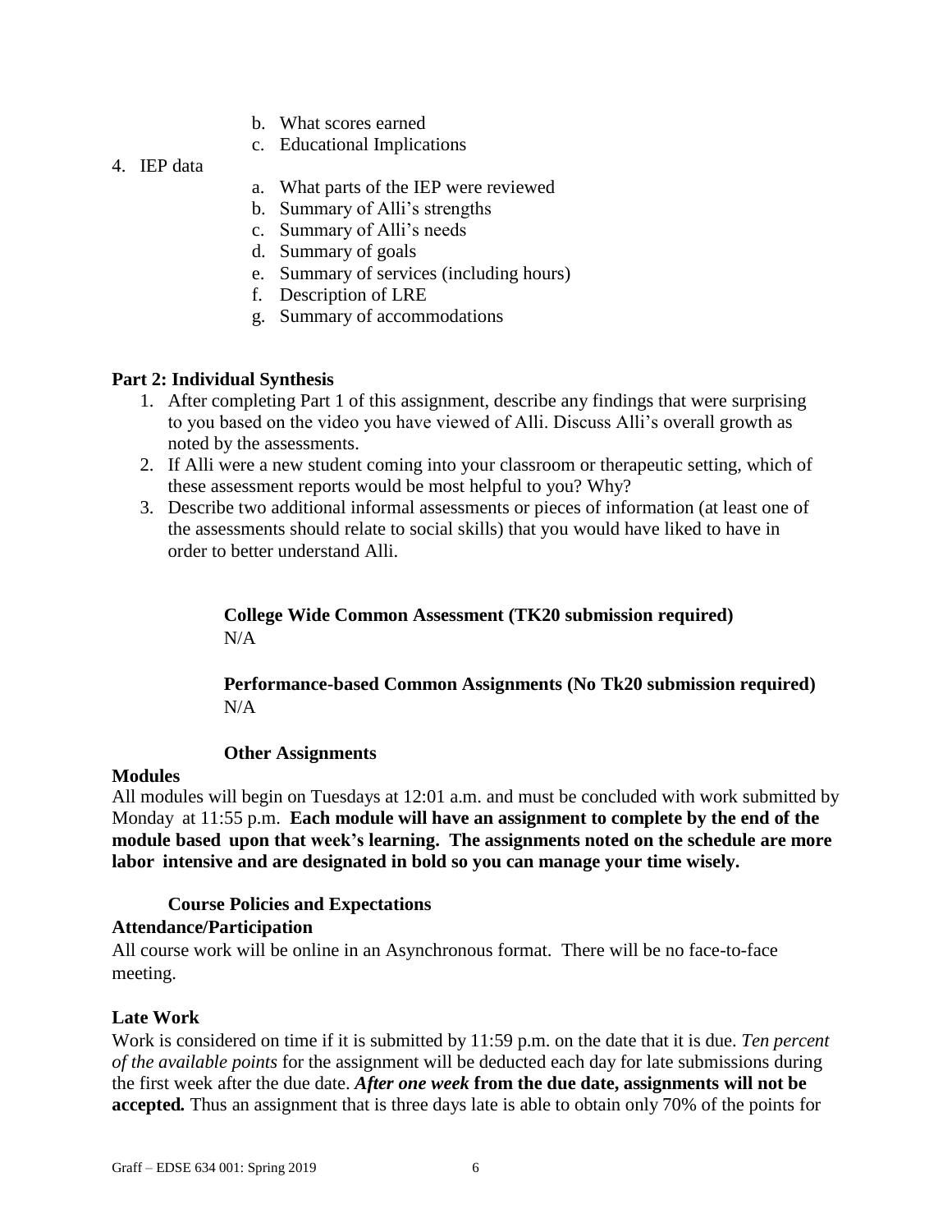b. What scores earned
   c. Educational Implications

4. IEP data
   a. What parts of the IEP were reviewed
   b. Summary of Alli's strengths
   c. Summary of Alli's needs
   d. Summary of goals
   e. Summary of services (including hours)
   f. Description of LRE
   g. Summary of accommodations

**Part 2: Individual Synthesis**

1. After completing Part 1 of this assignment, describe any findings that were surprising to you based on the video you have viewed of Alli. Discuss Alli's overall growth as noted by the assessments.
2. If Alli were a new student coming into your classroom or therapeutic setting, which of these assessment reports would be most helpful to you? Why?
3. Describe two additional informal assessments or pieces of information (at least one of the assessments should relate to social skills) that you would have liked to have in order to better understand Alli.

**College Wide Common Assessment (TK20 submission required)**
N/A

**Performance-based Common Assignments (No Tk20 submission required)**
N/A

**Other Assignments**

**Modules**

All modules will begin on Tuesdays at 12:01 a.m. and must be concluded with work submitted by Monday at 11:55 p.m. **Each module will have an assignment to complete by the end of the module based upon that week's learning. The assignments noted on the schedule are more labor intensive and are designated in bold so you can manage your time wisely.**

**Course Policies and Expectations**

**Attendance/Participation**

All course work will be online in an Asynchronous format. There will be no face-to-face meeting.

**Late Work**

Work is considered on time if it is submitted by 11:59 p.m. on the date that it is due. *Ten percent of the available points* for the assignment will be deducted each day for late submissions during the first week after the due date. ***After one week*** **from the due date, assignments will not be accepted.** Thus an assignment that is three days late is able to obtain only 70% of the points for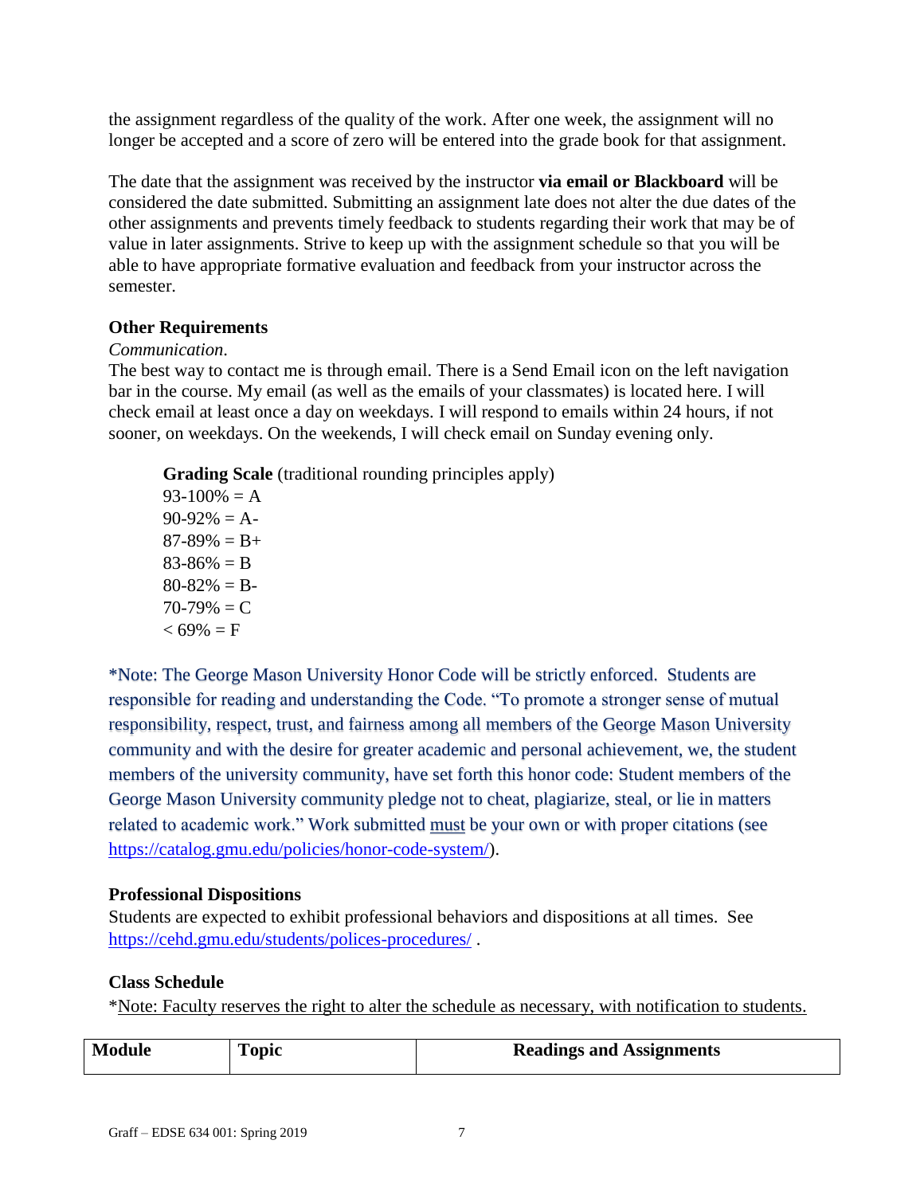the assignment regardless of the quality of the work. After one week, the assignment will no longer be accepted and a score of zero will be entered into the grade book for that assignment.

The date that the assignment was received by the instructor **via email or Blackboard** will be considered the date submitted. Submitting an assignment late does not alter the due dates of the other assignments and prevents timely feedback to students regarding their work that may be of value in later assignments. Strive to keep up with the assignment schedule so that you will be able to have appropriate formative evaluation and feedback from your instructor across the semester.

### Other Requirements

*Communication.*

The best way to contact me is through email. There is a Send Email icon on the left navigation bar in the course. My email (as well as the emails of your classmates) is located here. I will check email at least once a day on weekdays. I will respond to emails within 24 hours, if not sooner, on weekdays. On the weekends, I will check email on Sunday evening only.

**Grading Scale** (traditional rounding principles apply)
93-100% = A
90-92% = A-
87-89% = B+
83-86% = B
80-82% = B-
70-79% = C
< 69% = F

*Note: The George Mason University Honor Code will be strictly enforced. Students are responsible for reading and understanding the Code. "To promote a stronger sense of mutual responsibility, respect, trust, and fairness among all members of the George Mason University community and with the desire for greater academic and personal achievement, we, the student members of the university community, have set forth this honor code: Student members of the George Mason University community pledge not to cheat, plagiarize, steal, or lie in matters related to academic work." Work submitted must be your own or with proper citations (see https://catalog.gmu.edu/policies/honor-code-system/).

### Professional Dispositions

Students are expected to exhibit professional behaviors and dispositions at all times. See https://cehd.gmu.edu/students/polices-procedures/ .

### Class Schedule

*Note: Faculty reserves the right to alter the schedule as necessary, with notification to students.

| Module | Topic | Readings and Assignments |
|---|---|---|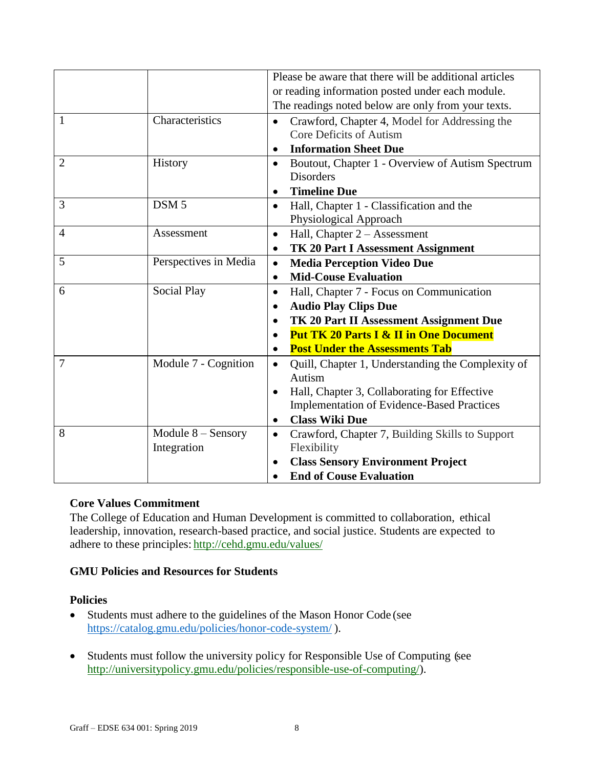| | | Please be aware that there will be additional articles or reading information posted under each module. The readings noted below are only from your texts. |
|---|---|---|
| 1 | Characteristics | • Crawford, Chapter 4, Model for Addressing the Core Deficits of Autism<br>• **Information Sheet Due** |
| 2 | History | • Boutout, Chapter 1 - Overview of Autism Spectrum Disorders<br>• **Timeline Due** |
| 3 | DSM 5 | • Hall, Chapter 1 - Classification and the Physiological Approach |
| 4 | Assessment | • Hall, Chapter 2 – Assessment<br>• **TK 20 Part I Assessment Assignment** |
| 5 | Perspectives in Media | • **Media Perception Video Due**<br>• **Mid-Couse Evaluation** |
| 6 | Social Play | • Hall, Chapter 7 - Focus on Communication<br>• **Audio Play Clips Due**<br>• **TK 20 Part II Assessment Assignment Due**<br>• **Put TK 20 Parts I & II in One Document**<br>• **Post Under the Assessments Tab** |
| 7 | Module 7 - Cognition | • Quill, Chapter 1, Understanding the Complexity of Autism<br>• Hall, Chapter 3, Collaborating for Effective Implementation of Evidence-Based Practices<br>• **Class Wiki Due** |
| 8 | Module 8 – Sensory Integration | • Crawford, Chapter 7, Building Skills to Support Flexibility<br>• **Class Sensory Environment Project**<br>• **End of Couse Evaluation** |

**Core Values Commitment**

The College of Education and Human Development is committed to collaboration, ethical leadership, innovation, research-based practice, and social justice. Students are expected to adhere to these principles: http://cehd.gmu.edu/values/

**GMU Policies and Resources for Students**

**Policies**

- Students must adhere to the guidelines of the Mason Honor Code (see https://catalog.gmu.edu/policies/honor-code-system/ ).
- Students must follow the university policy for Responsible Use of Computing (see http://universitypolicy.gmu.edu/policies/responsible-use-of-computing/).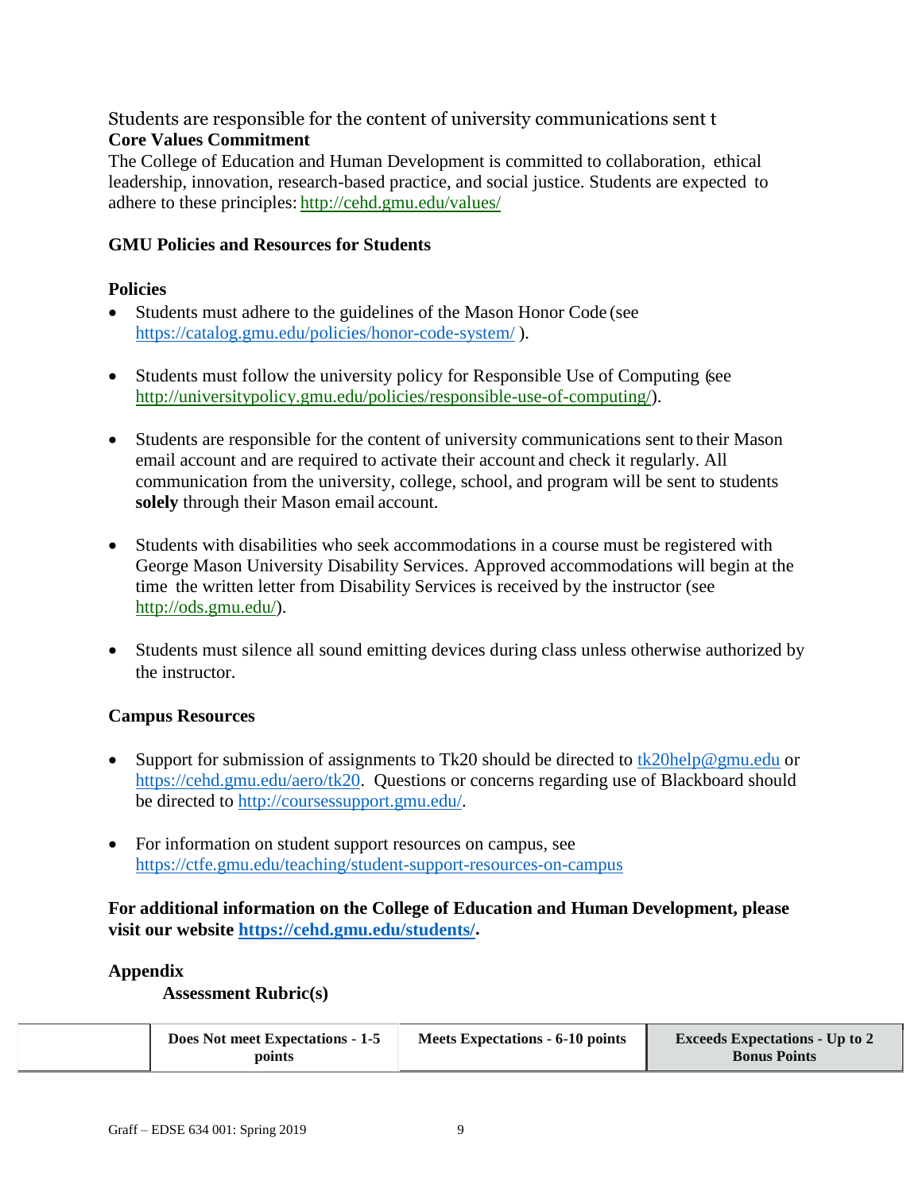Students are responsible for the content of university communications sent t

**Core Values Commitment**

The College of Education and Human Development is committed to collaboration, ethical leadership, innovation, research-based practice, and social justice. Students are expected to adhere to these principles: http://cehd.gmu.edu/values/

**GMU Policies and Resources for Students**

**Policies**

- Students must adhere to the guidelines of the Mason Honor Code (see https://catalog.gmu.edu/policies/honor-code-system/ ).
- Students must follow the university policy for Responsible Use of Computing (see http://universitypolicy.gmu.edu/policies/responsible-use-of-computing/).
- Students are responsible for the content of university communications sent to their Mason email account and are required to activate their account and check it regularly. All communication from the university, college, school, and program will be sent to students **solely** through their Mason email account.
- Students with disabilities who seek accommodations in a course must be registered with George Mason University Disability Services. Approved accommodations will begin at the time the written letter from Disability Services is received by the instructor (see http://ods.gmu.edu/).
- Students must silence all sound emitting devices during class unless otherwise authorized by the instructor.

**Campus Resources**

- Support for submission of assignments to Tk20 should be directed to tk20help@gmu.edu or https://cehd.gmu.edu/aero/tk20. Questions or concerns regarding use of Blackboard should be directed to http://coursessupport.gmu.edu/.
- For information on student support resources on campus, see https://ctfe.gmu.edu/teaching/student-support-resources-on-campus

**For additional information on the College of Education and Human Development, please visit our website https://cehd.gmu.edu/students/.**

**Appendix**

**Assessment Rubric(s)**

| | Does Not meet Expectations - 1-5 points | Meets Expectations - 6-10 points | Exceeds Expectations - Up to 2 Bonus Points |
|---|---|---|---|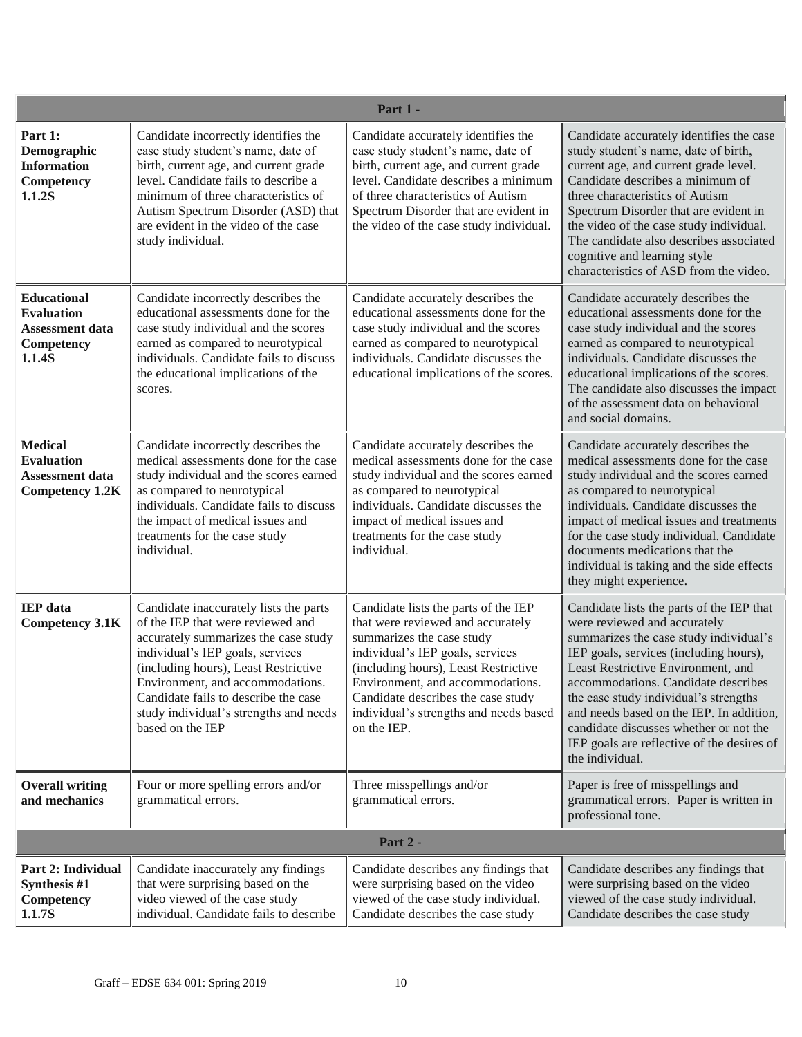| Part 1 - | | | |
|---|---|---|---|
| **Part 1: Demographic Information Competency 1.1.2S** | Candidate incorrectly identifies the case study student's name, date of birth, current age, and current grade level. Candidate fails to describe a minimum of three characteristics of Autism Spectrum Disorder (ASD) that are evident in the video of the case study individual. | Candidate accurately identifies the case study student's name, date of birth, current age, and current grade level. Candidate describes a minimum of three characteristics of Autism Spectrum Disorder that are evident in the video of the case study individual. | Candidate accurately identifies the case study student's name, date of birth, current age, and current grade level. Candidate describes a minimum of three characteristics of Autism Spectrum Disorder that are evident in the video of the case study individual. The candidate also describes associated cognitive and learning style characteristics of ASD from the video. |
| **Educational Evaluation Assessment data Competency 1.1.4S** | Candidate incorrectly describes the educational assessments done for the case study individual and the scores earned as compared to neurotypical individuals. Candidate fails to discuss the educational implications of the scores. | Candidate accurately describes the educational assessments done for the case study individual and the scores earned as compared to neurotypical individuals. Candidate discusses the educational implications of the scores. | Candidate accurately describes the educational assessments done for the case study individual and the scores earned as compared to neurotypical individuals. Candidate discusses the educational implications of the scores. The candidate also discusses the impact of the assessment data on behavioral and social domains. |
| **Medical Evaluation Assessment data Competency 1.2K** | Candidate incorrectly describes the medical assessments done for the case study individual and the scores earned as compared to neurotypical individuals. Candidate fails to discuss the impact of medical issues and treatments for the case study individual. | Candidate accurately describes the medical assessments done for the case study individual and the scores earned as compared to neurotypical individuals. Candidate discusses the impact of medical issues and treatments for the case study individual. | Candidate accurately describes the medical assessments done for the case study individual and the scores earned as compared to neurotypical individuals. Candidate discusses the impact of medical issues and treatments for the case study individual. Candidate documents medications that the individual is taking and the side effects they might experience. |
| **IEP data Competency 3.1K** | Candidate inaccurately lists the parts of the IEP that were reviewed and accurately summarizes the case study individual's IEP goals, services (including hours), Least Restrictive Environment, and accommodations. Candidate fails to describe the case study individual's strengths and needs based on the IEP | Candidate lists the parts of the IEP that were reviewed and accurately summarizes the case study individual's IEP goals, services (including hours), Least Restrictive Environment, and accommodations. Candidate describes the case study individual's strengths and needs based on the IEP. | Candidate lists the parts of the IEP that were reviewed and accurately summarizes the case study individual's IEP goals, services (including hours), Least Restrictive Environment, and accommodations. Candidate describes the case study individual's strengths and needs based on the IEP. In addition, candidate discusses whether or not the IEP goals are reflective of the desires of the individual. |
| **Overall writing and mechanics** | Four or more spelling errors and/or grammatical errors. | Three misspellings and/or grammatical errors. | Paper is free of misspellings and grammatical errors. Paper is written in professional tone. |
| **Part 2 -** | | | |
| **Part 2: Individual Synthesis #1 Competency 1.1.7S** | Candidate inaccurately any findings that were surprising based on the video viewed of the case study individual. Candidate fails to describe | Candidate describes any findings that were surprising based on the video viewed of the case study individual. Candidate describes the case study | Candidate describes any findings that were surprising based on the video viewed of the case study individual. Candidate describes the case study |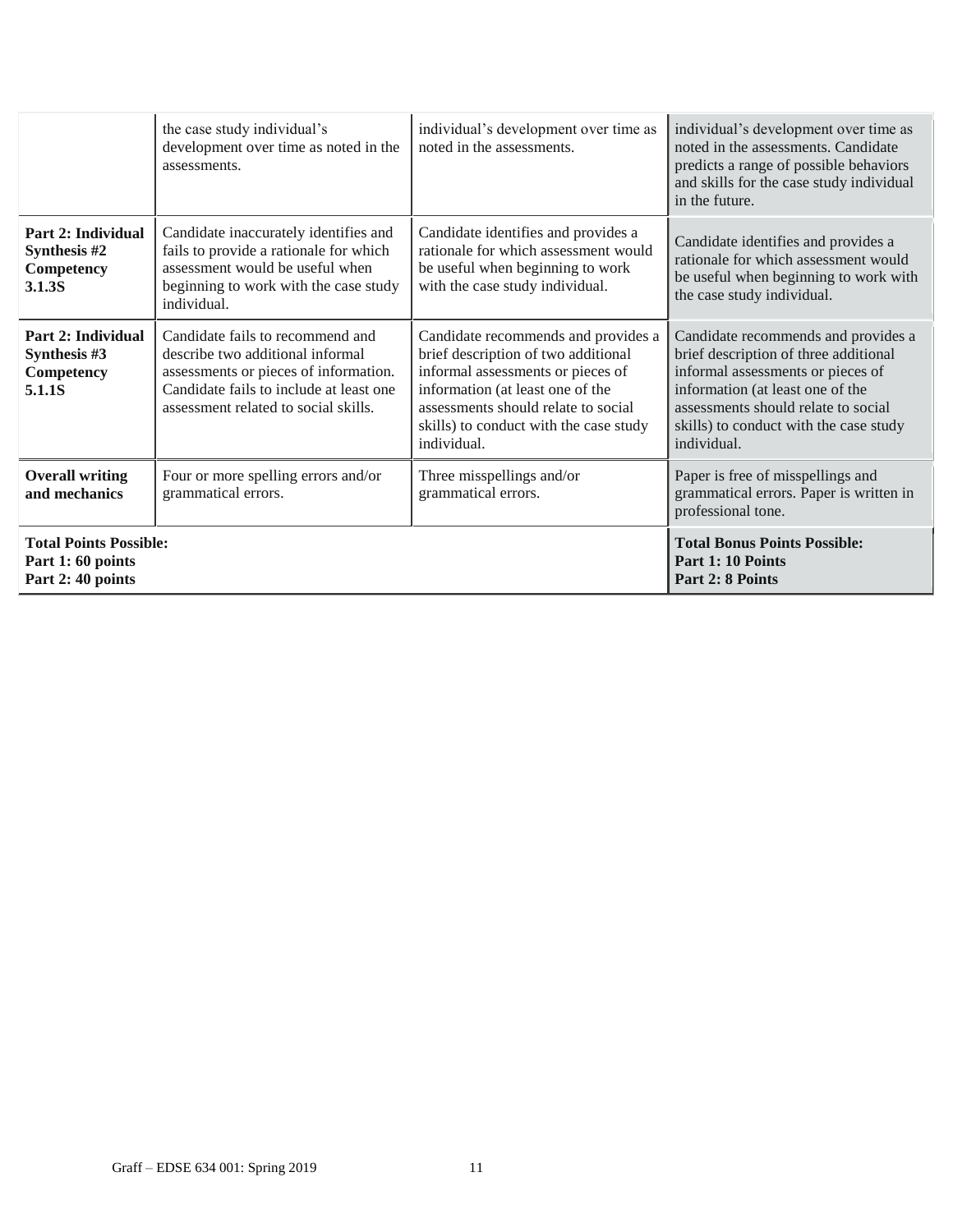| | | | |
|---|---|---|---|
| | the case study individual's development over time as noted in the assessments. | individual's development over time as noted in the assessments. | individual's development over time as noted in the assessments. Candidate predicts a range of possible behaviors and skills for the case study individual in the future. |
| **Part 2: Individual Synthesis #2 Competency 3.1.3S** | Candidate inaccurately identifies and fails to provide a rationale for which assessment would be useful when beginning to work with the case study individual. | Candidate identifies and provides a rationale for which assessment would be useful when beginning to work with the case study individual. | Candidate identifies and provides a rationale for which assessment would be useful when beginning to work with the case study individual. |
| **Part 2: Individual Synthesis #3 Competency 5.1.1S** | Candidate fails to recommend and describe two additional informal assessments or pieces of information. Candidate fails to include at least one assessment related to social skills. | Candidate recommends and provides a brief description of two additional informal assessments or pieces of information (at least one of the assessments should relate to social skills) to conduct with the case study individual. | Candidate recommends and provides a brief description of three additional informal assessments or pieces of information (at least one of the assessments should relate to social skills) to conduct with the case study individual. |
| **Overall writing and mechanics** | Four or more spelling errors and/or grammatical errors. | Three misspellings and/or grammatical errors. | Paper is free of misspellings and grammatical errors. Paper is written in professional tone. |
| **Total Points Possible: Part 1: 60 points Part 2: 40 points** | | | **Total Bonus Points Possible: Part 1: 10 Points Part 2: 8 Points** |